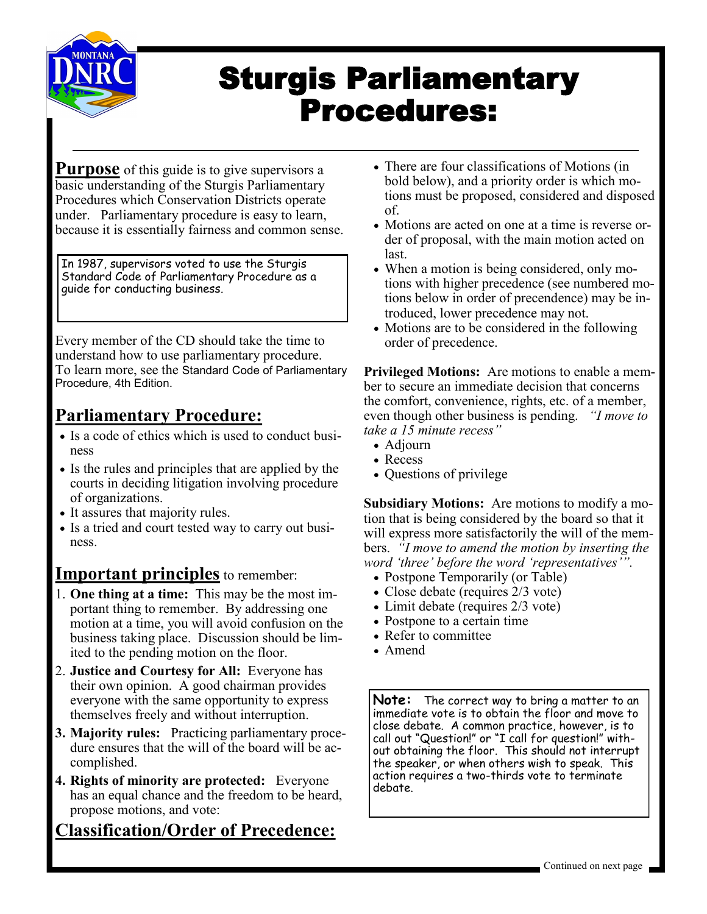# Sturgis Parliamentary Procedures:

**Purpose** of this guide is to give supervisors a basic understanding of the Sturgis Parliamentary Procedures which Conservation Districts operate under. Parliamentary procedure is easy to learn, because it is essentially fairness and common sense.

> In 1987, supervisors voted to use the Sturgis Standard Code of Parliamentary Procedure as a guide for conducting business.

Every member of the CD should take the time to understand how to use parliamentary procedure. To learn more, see the Standard Code of Parliamentary Procedure, 4th Edition.

## Parliamentary Procedure:

- Is a code of ethics which is used to conduct business
- Is the rules and principles that are applied by the courts in deciding litigation involving procedure of organizations.
- It assures that majority rules.
- Is a tried and court tested way to carry out business.

## Important principles to remember:

1. **One thing at a time:** This may be the most important thing to remember. By addressing one motion at a time, you will avoid confusion on the business taking place. Discussion should be limited to the pending motion on the floor.
2. **Justice and Courtesy for All:** Everyone has their own opinion. A good chairman provides everyone with the same opportunity to express themselves freely and without interruption.
3. **Majority rules:** Practicing parliamentary procedure ensures that the will of the board will be accomplished.
4. **Rights of minority are protected:** Everyone has an equal chance and the freedom to be heard, propose motions, and vote:

## Classification/Order of Precedence:

- There are four classifications of Motions (in bold below), and a priority order is which motions must be proposed, considered and disposed of.
- Motions are acted on one at a time is reverse order of proposal, with the main motion acted on last.
- When a motion is being considered, only motions with higher precedence (see numbered motions below in order of precendence) may be introduced, lower precedence may not.
- Motions are to be considered in the following order of precedence.

**Privileged Motions:** Are motions to enable a member to secure an immediate decision that concerns the comfort, convenience, rights, etc. of a member, even though other business is pending. *"I move to take a 15 minute recess"*

- Adjourn
- Recess
- Questions of privilege

**Subsidiary Motions:** Are motions to modify a motion that is being considered by the board so that it will express more satisfactorily the will of the members. *"I move to amend the motion by inserting the word 'three' before the word 'representatives'".*

- Postpone Temporarily (or Table)
- Close debate (requires 2/3 vote)
- Limit debate (requires 2/3 vote)
- Postpone to a certain time
- Refer to committee
- Amend

> **Note:** The correct way to bring a matter to an immediate vote is to obtain the floor and move to close debate. A common practice, however, is to call out "Question!" or "I call for question!" without obtaining the floor. This should not interrupt the speaker, or when others wish to speak. This action requires a two-thirds vote to terminate debate.

Continued on next page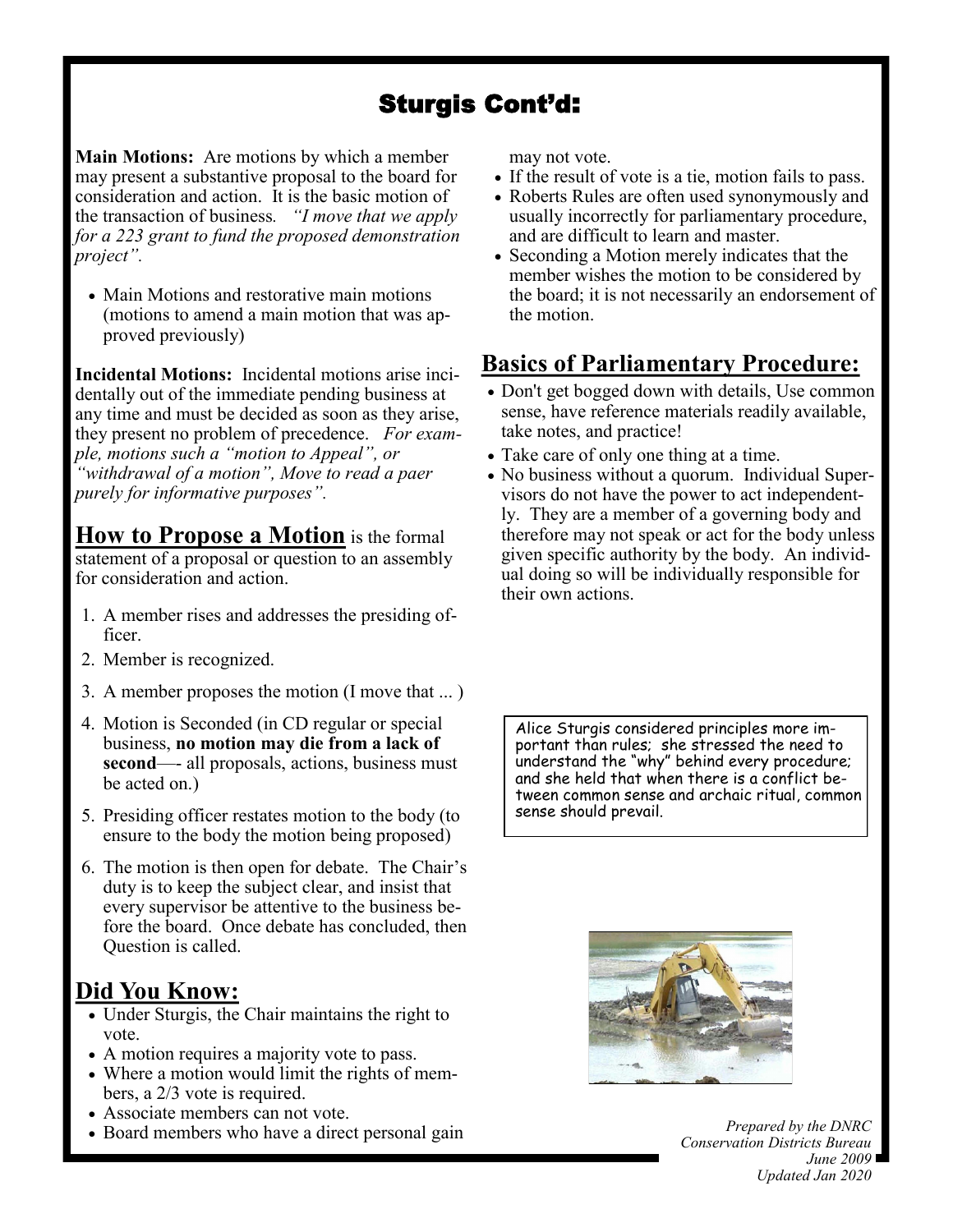# Sturgis Cont'd:

**Main Motions:** Are motions by which a member may present a substantive proposal to the board for consideration and action. It is the basic motion of the transaction of business. *"I move that we apply for a 223 grant to fund the proposed demonstration project".*

- Main Motions and restorative main motions (motions to amend a main motion that was approved previously)

**Incidental Motions:** Incidental motions arise incidentally out of the immediate pending business at any time and must be decided as soon as they arise, they present no problem of precedence. *For example, motions such a "motion to Appeal", or "withdrawal of a motion", Move to read a paer purely for informative purposes".*

## How to Propose a Motion

**How to Propose a Motion** is the formal statement of a proposal or question to an assembly for consideration and action.

1. A member rises and addresses the presiding officer.
2. Member is recognized.
3. A member proposes the motion (I move that ... )
4. Motion is Seconded (in CD regular or special business, **no motion may die from a lack of second**—- all proposals, actions, business must be acted on.)
5. Presiding officer restates motion to the body (to ensure to the body the motion being proposed)
6. The motion is then open for debate. The Chair's duty is to keep the subject clear, and insist that every supervisor be attentive to the business before the board. Once debate has concluded, then Question is called.

## Did You Know:

- Under Sturgis, the Chair maintains the right to vote.
- A motion requires a majority vote to pass.
- Where a motion would limit the rights of members, a 2/3 vote is required.
- Associate members can not vote.
- Board members who have a direct personal gain may not vote.
- If the result of vote is a tie, motion fails to pass.
- Roberts Rules are often used synonymously and usually incorrectly for parliamentary procedure, and are difficult to learn and master.
- Seconding a Motion merely indicates that the member wishes the motion to be considered by the board; it is not necessarily an endorsement of the motion.

## Basics of Parliamentary Procedure:

- Don't get bogged down with details, Use common sense, have reference materials readily available, take notes, and practice!
- Take care of only one thing at a time.
- No business without a quorum. Individual Supervisors do not have the power to act independently. They are a member of a governing body and therefore may not speak or act for the body unless given specific authority by the body. An individual doing so will be individually responsible for their own actions.

Alice Sturgis considered principles more important than rules; she stressed the need to understand the "why" behind every procedure; and she held that when there is a conflict between common sense and archaic ritual, common sense should prevail.

*Prepared by the DNRC Conservation Districts Bureau June 2009 Updated Jan 2020*